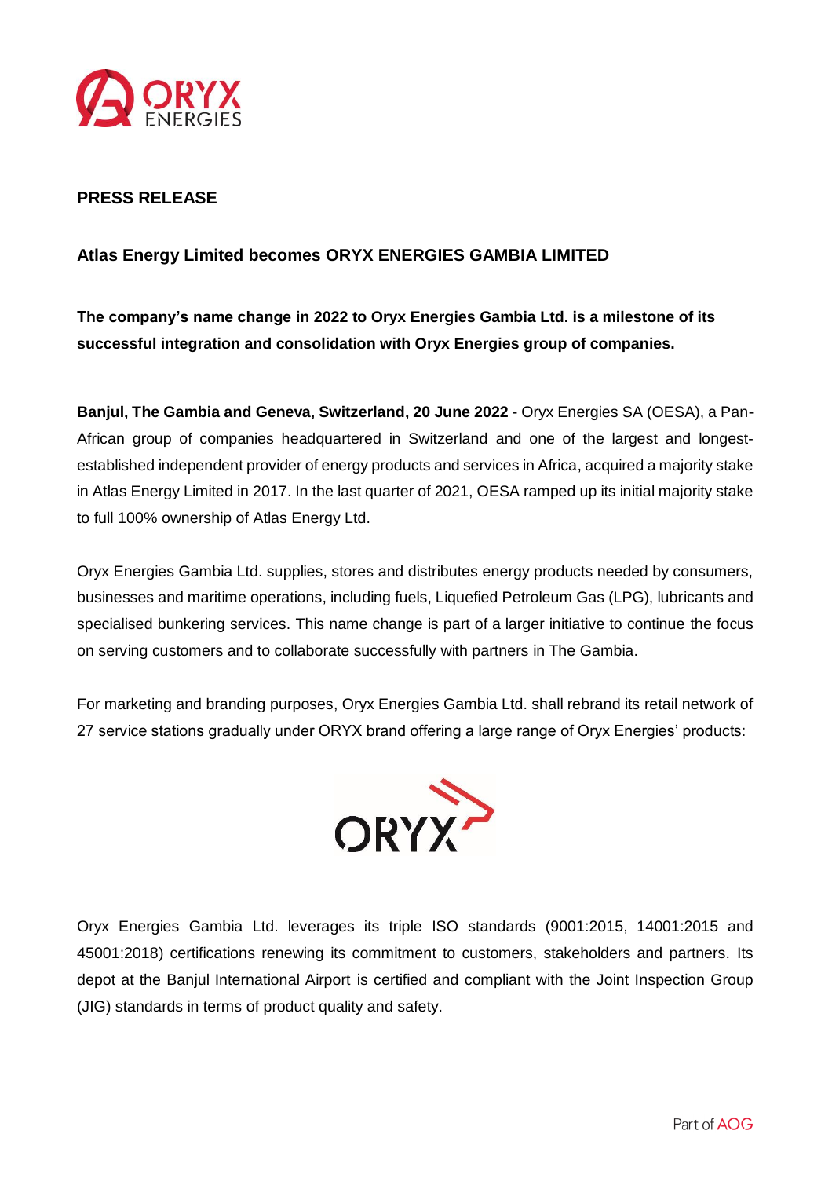**PRESS RELEASE**

## Atlas Energy Limited becomes ORYX ENERGIES GAMBIA LIMITED

**The company's name change in 2022 to Oryx Energies Gambia Ltd. is a milestone of its successful integration and consolidation with Oryx Energies group of companies.**

**Banjul, The Gambia and Geneva, Switzerland, 20 June 2022** - Oryx Energies SA (OESA), a Pan-African group of companies headquartered in Switzerland and one of the largest and longest-established independent provider of energy products and services in Africa, acquired a majority stake in Atlas Energy Limited in 2017. In the last quarter of 2021, OESA ramped up its initial majority stake to full 100% ownership of Atlas Energy Ltd.

Oryx Energies Gambia Ltd. supplies, stores and distributes energy products needed by consumers, businesses and maritime operations, including fuels, Liquefied Petroleum Gas (LPG), lubricants and specialised bunkering services. This name change is part of a larger initiative to continue the focus on serving customers and to collaborate successfully with partners in The Gambia.

For marketing and branding purposes, Oryx Energies Gambia Ltd. shall rebrand its retail network of 27 service stations gradually under ORYX brand offering a large range of Oryx Energies' products:

Oryx Energies Gambia Ltd. leverages its triple ISO standards (9001:2015, 14001:2015 and 45001:2018) certifications renewing its commitment to customers, stakeholders and partners. Its depot at the Banjul International Airport is certified and compliant with the Joint Inspection Group (JIG) standards in terms of product quality and safety.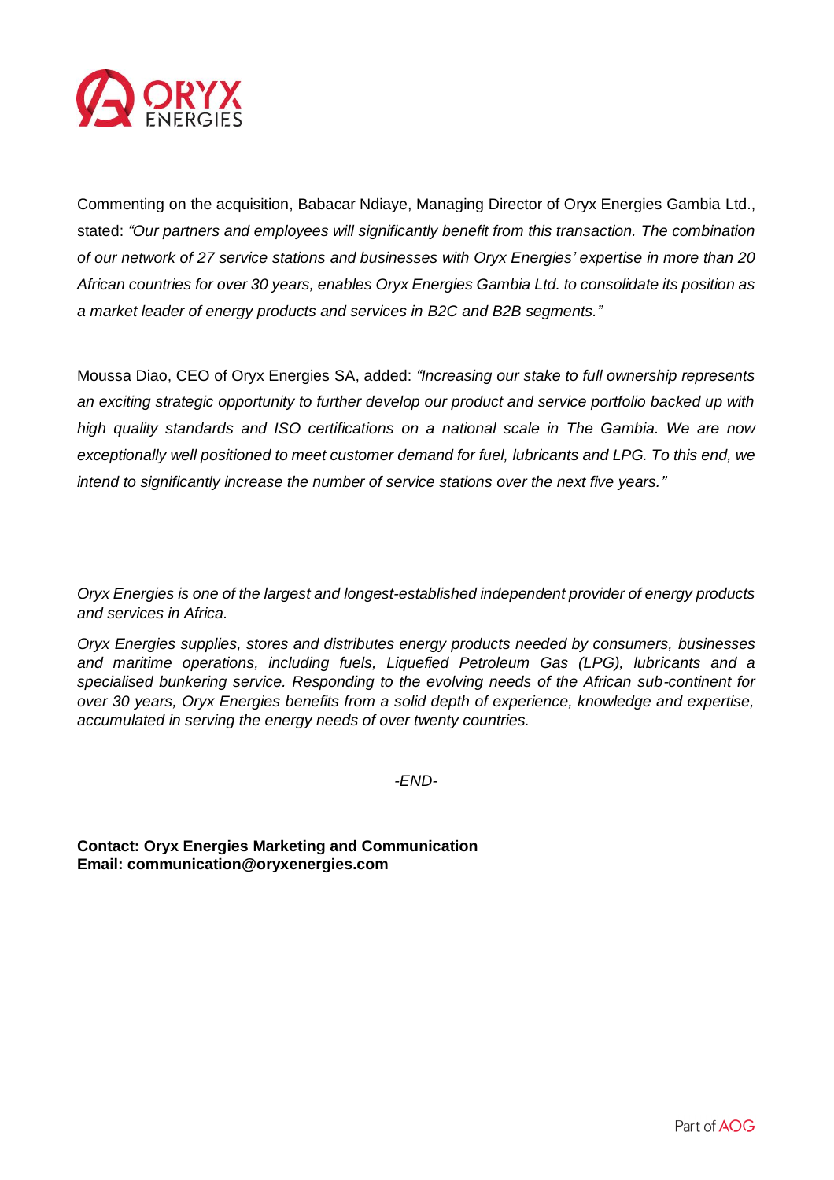Commenting on the acquisition, Babacar Ndiaye, Managing Director of Oryx Energies Gambia Ltd., stated: *"Our partners and employees will significantly benefit from this transaction. The combination of our network of 27 service stations and businesses with Oryx Energies' expertise in more than 20 African countries for over 30 years, enables Oryx Energies Gambia Ltd. to consolidate its position as a market leader of energy products and services in B2C and B2B segments."*

Moussa Diao, CEO of Oryx Energies SA, added: *"Increasing our stake to full ownership represents an exciting strategic opportunity to further develop our product and service portfolio backed up with high quality standards and ISO certifications on a national scale in The Gambia. We are now exceptionally well positioned to meet customer demand for fuel, lubricants and LPG. To this end, we intend to significantly increase the number of service stations over the next five years."*

---

*Oryx Energies is one of the largest and longest-established independent provider of energy products and services in Africa.*

*Oryx Energies supplies, stores and distributes energy products needed by consumers, businesses and maritime operations, including fuels, Liquefied Petroleum Gas (LPG), lubricants and a specialised bunkering service. Responding to the evolving needs of the African sub-continent for over 30 years, Oryx Energies benefits from a solid depth of experience, knowledge and expertise, accumulated in serving the energy needs of over twenty countries.*

*-END-*

**Contact: Oryx Energies Marketing and Communication**
**Email: communication@oryxenergies.com**